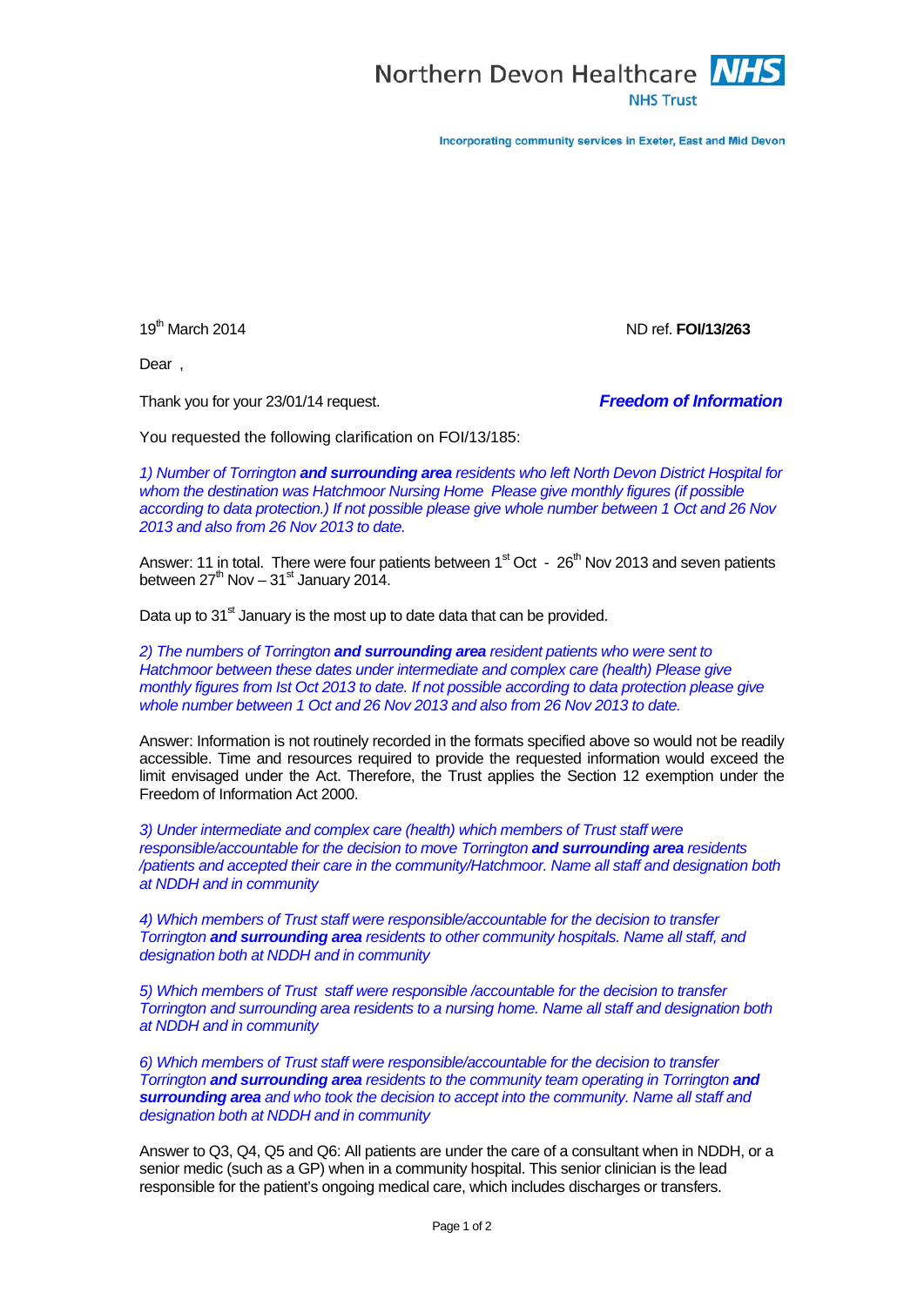Northern Devon Healthcare **NHS**
NHS Trust

Incorporating community services in Exeter, East and Mid Devon

19th March 2014 ND ref. **FOI/13/263**

Dear ,

Thank you for your 23/01/14 request. ***Freedom of Information***

You requested the following clarification on FOI/13/185:

*1) Number of Torrington **and surrounding area** residents who left North Devon District Hospital for whom the destination was Hatchmoor Nursing Home Please give monthly figures (if possible according to data protection.) If not possible please give whole number between 1 Oct and 26 Nov 2013 and also from 26 Nov 2013 to date.*

Answer: 11 in total. There were four patients between 1st Oct - 26th Nov 2013 and seven patients between 27th Nov – 31st January 2014.

Data up to 31st January is the most up to date data that can be provided.

*2) The numbers of Torrington **and surrounding area** resident patients who were sent to Hatchmoor between these dates under intermediate and complex care (health) Please give monthly figures from Ist Oct 2013 to date. If not possible according to data protection please give whole number between 1 Oct and 26 Nov 2013 and also from 26 Nov 2013 to date.*

Answer: Information is not routinely recorded in the formats specified above so would not be readily accessible. Time and resources required to provide the requested information would exceed the limit envisaged under the Act. Therefore, the Trust applies the Section 12 exemption under the Freedom of Information Act 2000.

*3) Under intermediate and complex care (health) which members of Trust staff were responsible/accountable for the decision to move Torrington **and surrounding area** residents /patients and accepted their care in the community/Hatchmoor. Name all staff and designation both at NDDH and in community*

*4) Which members of Trust staff were responsible/accountable for the decision to transfer Torrington **and surrounding area** residents to other community hospitals. Name all staff, and designation both at NDDH and in community*

*5) Which members of Trust staff were responsible /accountable for the decision to transfer Torrington and surrounding area residents to a nursing home. Name all staff and designation both at NDDH and in community*

*6) Which members of Trust staff were responsible/accountable for the decision to transfer Torrington **and surrounding area** residents to the community team operating in Torrington **and surrounding area** and who took the decision to accept into the community. Name all staff and designation both at NDDH and in community*

Answer to Q3, Q4, Q5 and Q6: All patients are under the care of a consultant when in NDDH, or a senior medic (such as a GP) when in a community hospital. This senior clinician is the lead responsible for the patient's ongoing medical care, which includes discharges or transfers.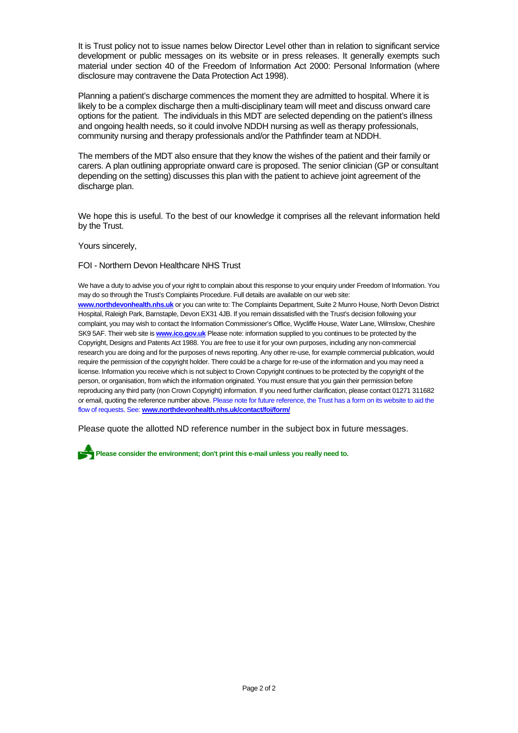It is Trust policy not to issue names below Director Level other than in relation to significant service development or public messages on its website or in press releases. It generally exempts such material under section 40 of the Freedom of Information Act 2000: Personal Information (where disclosure may contravene the Data Protection Act 1998).

Planning a patient's discharge commences the moment they are admitted to hospital. Where it is likely to be a complex discharge then a multi-disciplinary team will meet and discuss onward care options for the patient. The individuals in this MDT are selected depending on the patient's illness and ongoing health needs, so it could involve NDDH nursing as well as therapy professionals, community nursing and therapy professionals and/or the Pathfinder team at NDDH.

The members of the MDT also ensure that they know the wishes of the patient and their family or carers. A plan outlining appropriate onward care is proposed. The senior clinician (GP or consultant depending on the setting) discusses this plan with the patient to achieve joint agreement of the discharge plan.

We hope this is useful. To the best of our knowledge it comprises all the relevant information held by the Trust.

Yours sincerely,

FOI - Northern Devon Healthcare NHS Trust

We have a duty to advise you of your right to complain about this response to your enquiry under Freedom of Information. You may do so through the Trust's Complaints Procedure. Full details are available on our web site: **www.northdevonhealth.nhs.uk** or you can write to: The Complaints Department, Suite 2 Munro House, North Devon District Hospital, Raleigh Park, Barnstaple, Devon EX31 4JB. If you remain dissatisfied with the Trust's decision following your complaint, you may wish to contact the Information Commissioner's Office, Wycliffe House, Water Lane, Wilmslow, Cheshire SK9 5AF. Their web site is **www.ico.gov.uk** Please note: information supplied to you continues to be protected by the Copyright, Designs and Patents Act 1988. You are free to use it for your own purposes, including any non-commercial research you are doing and for the purposes of news reporting. Any other re-use, for example commercial publication, would require the permission of the copyright holder. There could be a charge for re-use of the information and you may need a license. Information you receive which is not subject to Crown Copyright continues to be protected by the copyright of the person, or organisation, from which the information originated. You must ensure that you gain their permission before reproducing any third party (non Crown Copyright) information. If you need further clarification, please contact 01271 311682 or email, quoting the reference number above. Please note for future reference, the Trust has a form on its website to aid the flow of requests. See: **www.northdevonhealth.nhs.uk/contact/foi/form/**

Please quote the allotted ND reference number in the subject box in future messages.

**Please consider the environment; don't print this e-mail unless you really need to.**